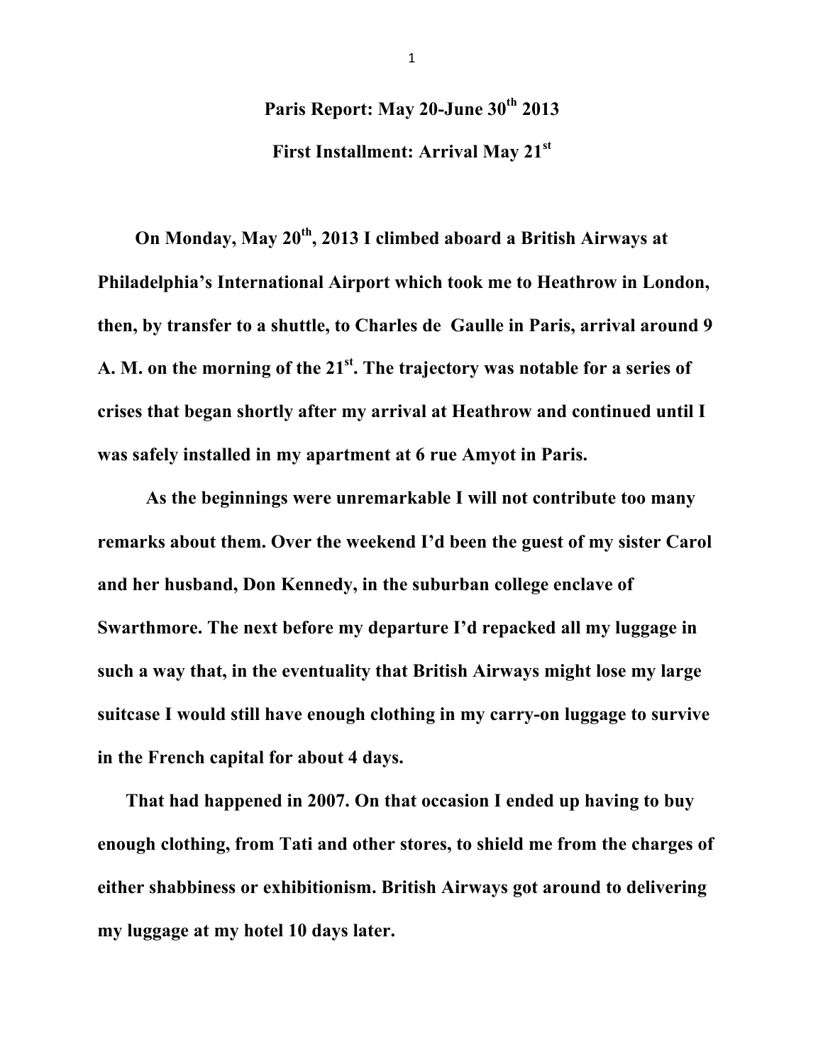# Paris Report: May 20-June 30th 2013

## First Installment: Arrival May 21st

**On Monday, May 20th, 2013 I climbed aboard a British Airways at Philadelphia's International Airport which took me to Heathrow in London, then, by transfer to a shuttle, to Charles de Gaulle in Paris, arrival around 9 A. M. on the morning of the 21st. The trajectory was notable for a series of crises that began shortly after my arrival at Heathrow and continued until I was safely installed in my apartment at 6 rue Amyot in Paris.**

**As the beginnings were unremarkable I will not contribute too many remarks about them. Over the weekend I'd been the guest of my sister Carol and her husband, Don Kennedy, in the suburban college enclave of Swarthmore. The next before my departure I'd repacked all my luggage in such a way that, in the eventuality that British Airways might lose my large suitcase I would still have enough clothing in my carry-on luggage to survive in the French capital for about 4 days.**

**That had happened in 2007. On that occasion I ended up having to buy enough clothing, from Tati and other stores, to shield me from the charges of either shabbiness or exhibitionism. British Airways got around to delivering my luggage at my hotel 10 days later.**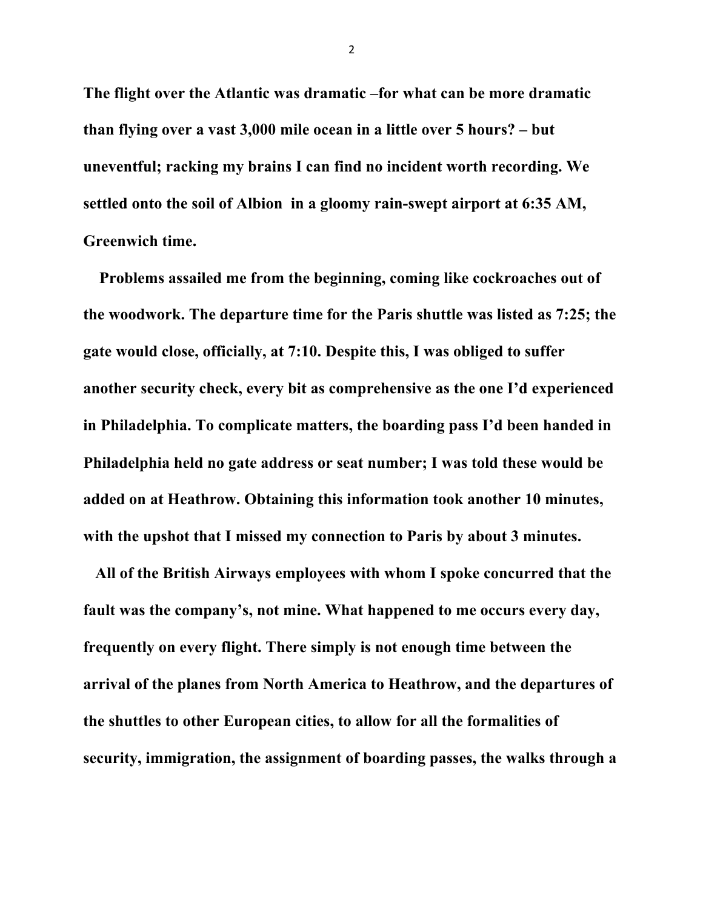**The flight over the Atlantic was dramatic –for what can be more dramatic than flying over a vast 3,000 mile ocean in a little over 5 hours? – but uneventful; racking my brains I can find no incident worth recording. We settled onto the soil of Albion in a gloomy rain-swept airport at 6:35 AM, Greenwich time.**

**Problems assailed me from the beginning, coming like cockroaches out of the woodwork. The departure time for the Paris shuttle was listed as 7:25; the gate would close, officially, at 7:10. Despite this, I was obliged to suffer another security check, every bit as comprehensive as the one I'd experienced in Philadelphia. To complicate matters, the boarding pass I'd been handed in Philadelphia held no gate address or seat number; I was told these would be added on at Heathrow. Obtaining this information took another 10 minutes, with the upshot that I missed my connection to Paris by about 3 minutes.**

**All of the British Airways employees with whom I spoke concurred that the fault was the company's, not mine. What happened to me occurs every day, frequently on every flight. There simply is not enough time between the arrival of the planes from North America to Heathrow, and the departures of the shuttles to other European cities, to allow for all the formalities of security, immigration, the assignment of boarding passes, the walks through a**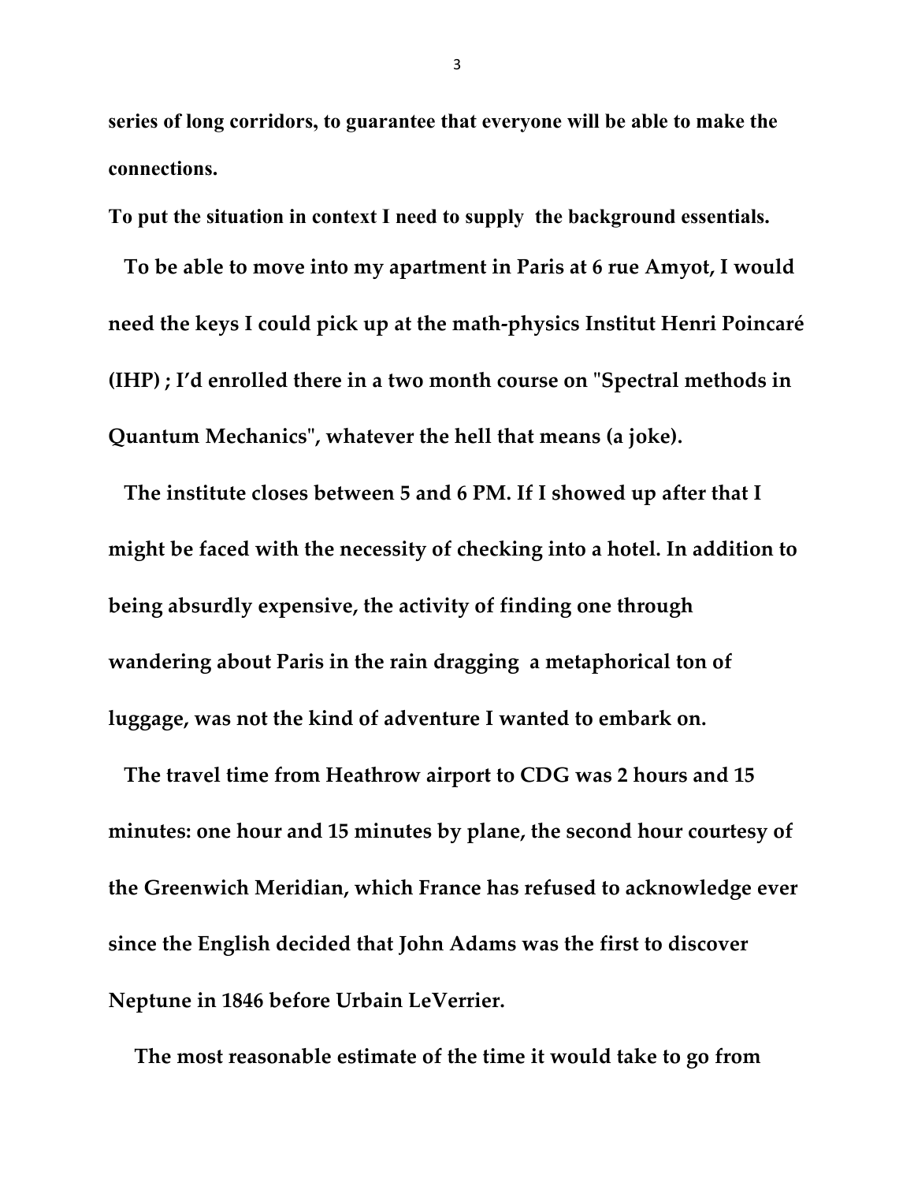**series of long corridors, to guarantee that everyone will be able to make the connections.**

**To put the situation in context I need to supply  the background essentials.**

**To be able to move into my apartment in Paris at 6 rue Amyot, I would need the keys I could pick up at the math-physics Institut Henri Poincaré (IHP) ; I'd enrolled there in a two month course on "Spectral methods in Quantum Mechanics", whatever the hell that means (a joke).**

**The institute closes between 5 and 6 PM. If I showed up after that I might be faced with the necessity of checking into a hotel. In addition to being absurdly expensive, the activity of finding one through wandering about Paris in the rain dragging  a metaphorical ton of luggage, was not the kind of adventure I wanted to embark on.**

**The travel time from Heathrow airport to CDG was 2 hours and 15 minutes: one hour and 15 minutes by plane, the second hour courtesy of the Greenwich Meridian, which France has refused to acknowledge ever since the English decided that John Adams was the first to discover Neptune in 1846 before Urbain LeVerrier.**

**The most reasonable estimate of the time it would take to go from**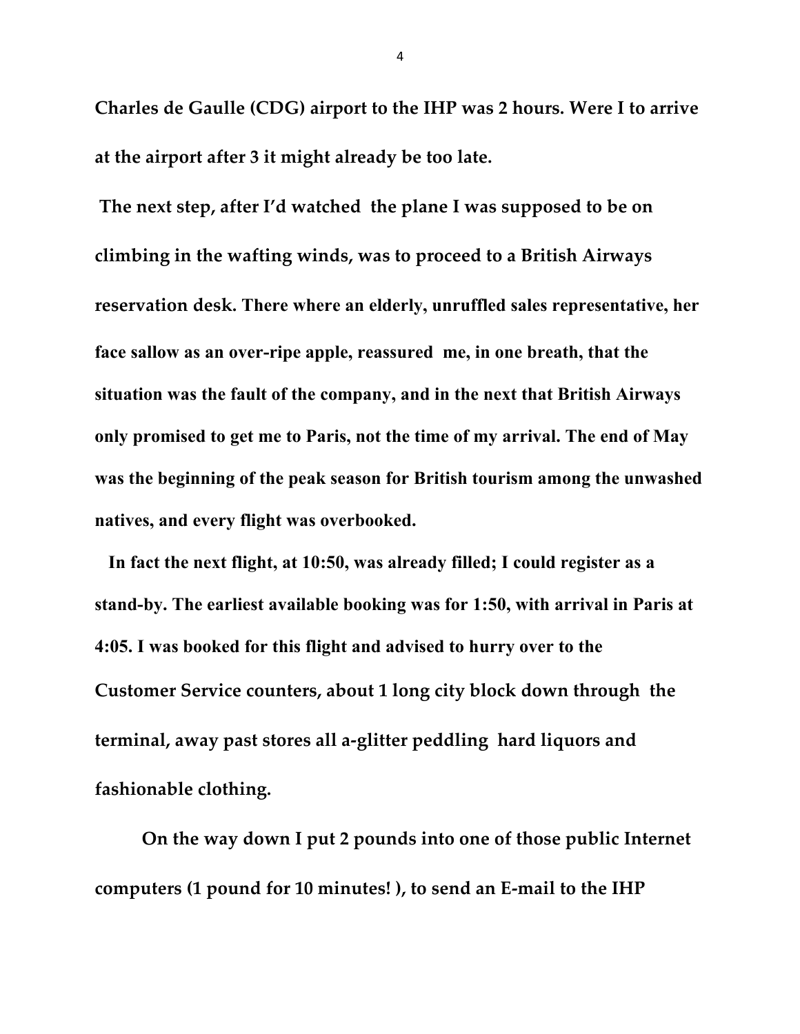Charles de Gaulle (CDG) airport to the IHP was 2 hours. Were I to arrive at the airport after 3 it might already be too late.

The next step, after I'd watched the plane I was supposed to be on climbing in the wafting winds, was to proceed to a British Airways reservation desk. There where an elderly, unruffled sales representative, her face sallow as an over-ripe apple, reassured me, in one breath, that the situation was the fault of the company, and in the next that British Airways only promised to get me to Paris, not the time of my arrival. The end of May was the beginning of the peak season for British tourism among the unwashed natives, and every flight was overbooked.

In fact the next flight, at 10:50, was already filled; I could register as a stand-by. The earliest available booking was for 1:50, with arrival in Paris at 4:05. I was booked for this flight and advised to hurry over to the Customer Service counters, about 1 long city block down through the terminal, away past stores all a-glitter peddling hard liquors and fashionable clothing.

On the way down I put 2 pounds into one of those public Internet computers (1 pound for 10 minutes! ), to send an E-mail to the IHP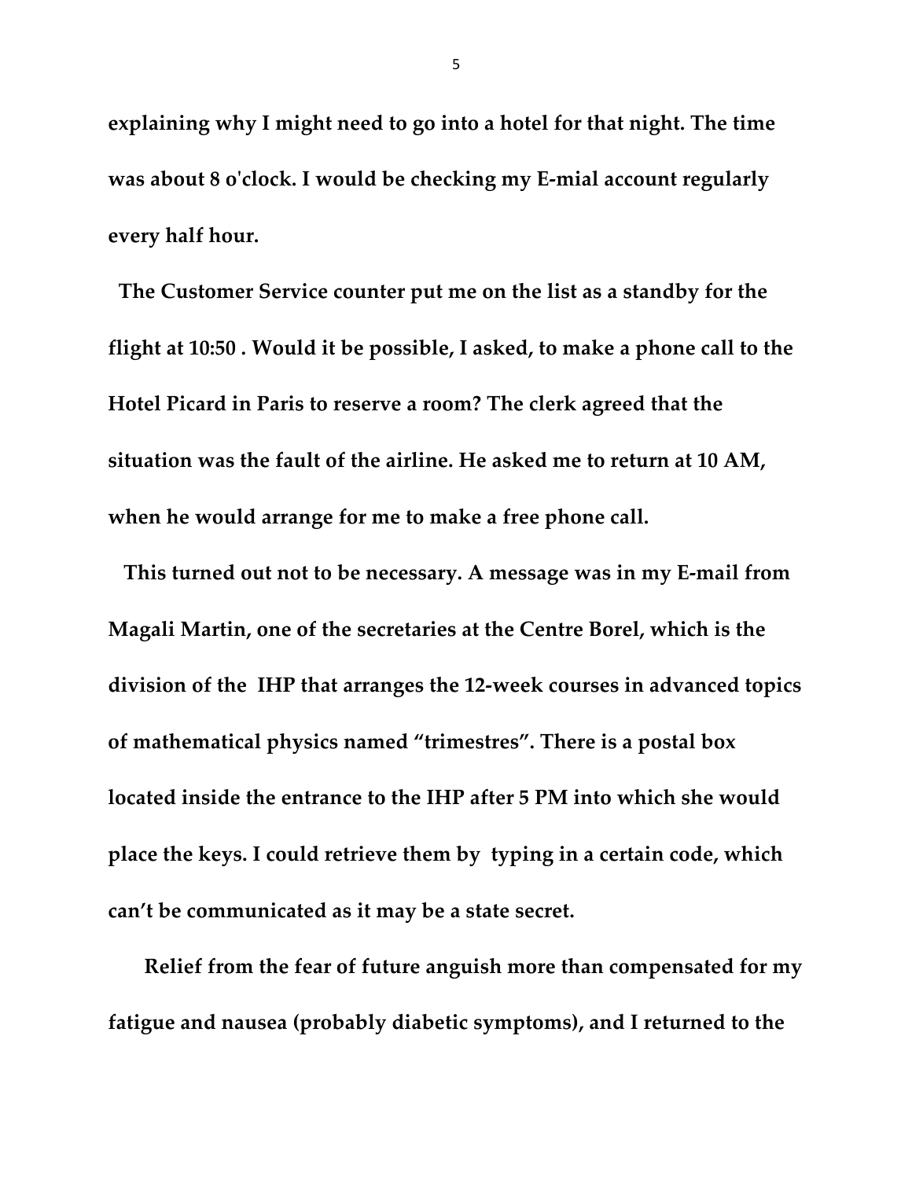**explaining why I might need to go into a hotel for that night. The time was about 8 o'clock. I would be checking my E-mial account regularly every half hour.**

**The Customer Service counter put me on the list as a standby for the flight at 10:50 . Would it be possible, I asked, to make a phone call to the Hotel Picard in Paris to reserve a room? The clerk agreed that the situation was the fault of the airline. He asked me to return at 10 AM, when he would arrange for me to make a free phone call.**

**This turned out not to be necessary. A message was in my E-mail from Magali Martin, one of the secretaries at the Centre Borel, which is the division of the IHP that arranges the 12-week courses in advanced topics of mathematical physics named "trimestres". There is a postal box located inside the entrance to the IHP after 5 PM into which she would place the keys. I could retrieve them by typing in a certain code, which can't be communicated as it may be a state secret.**

**Relief from the fear of future anguish more than compensated for my fatigue and nausea (probably diabetic symptoms), and I returned to the**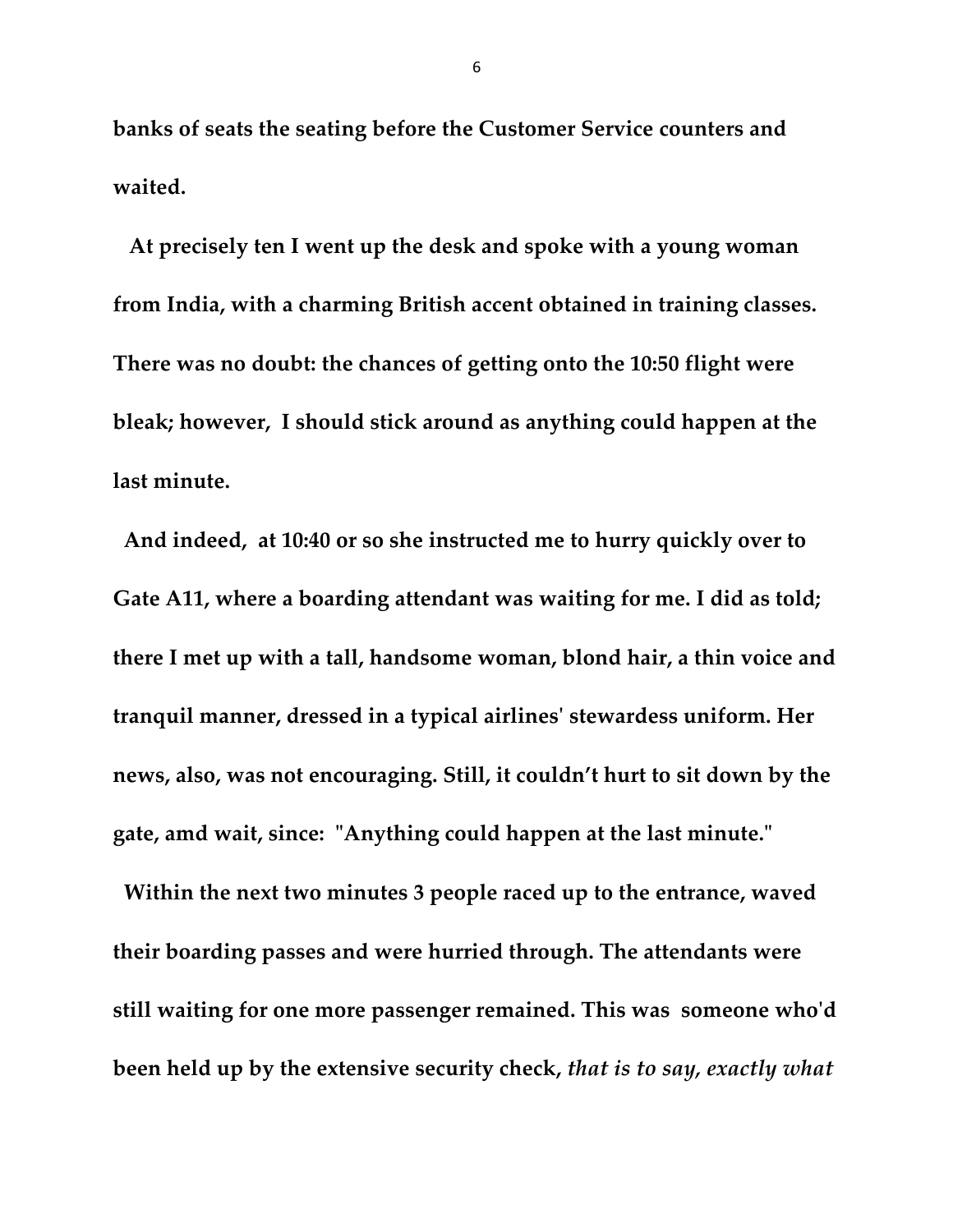**banks of seats the seating before the Customer Service counters and waited.**

**At precisely ten I went up the desk and spoke with a young woman from India, with a charming British accent obtained in training classes. There was no doubt: the chances of getting onto the 10:50 flight were bleak; however, I should stick around as anything could happen at the last minute.**

**And indeed, at 10:40 or so she instructed me to hurry quickly over to Gate A11, where a boarding attendant was waiting for me. I did as told; there I met up with a tall, handsome woman, blond hair, a thin voice and tranquil manner, dressed in a typical airlines' stewardess uniform. Her news, also, was not encouraging. Still, it couldn't hurt to sit down by the gate, amd wait, since: "Anything could happen at the last minute."**

**Within the next two minutes 3 people raced up to the entrance, waved their boarding passes and were hurried through. The attendants were still waiting for one more passenger remained. This was someone who'd been held up by the extensive security check, *that is to say, exactly what***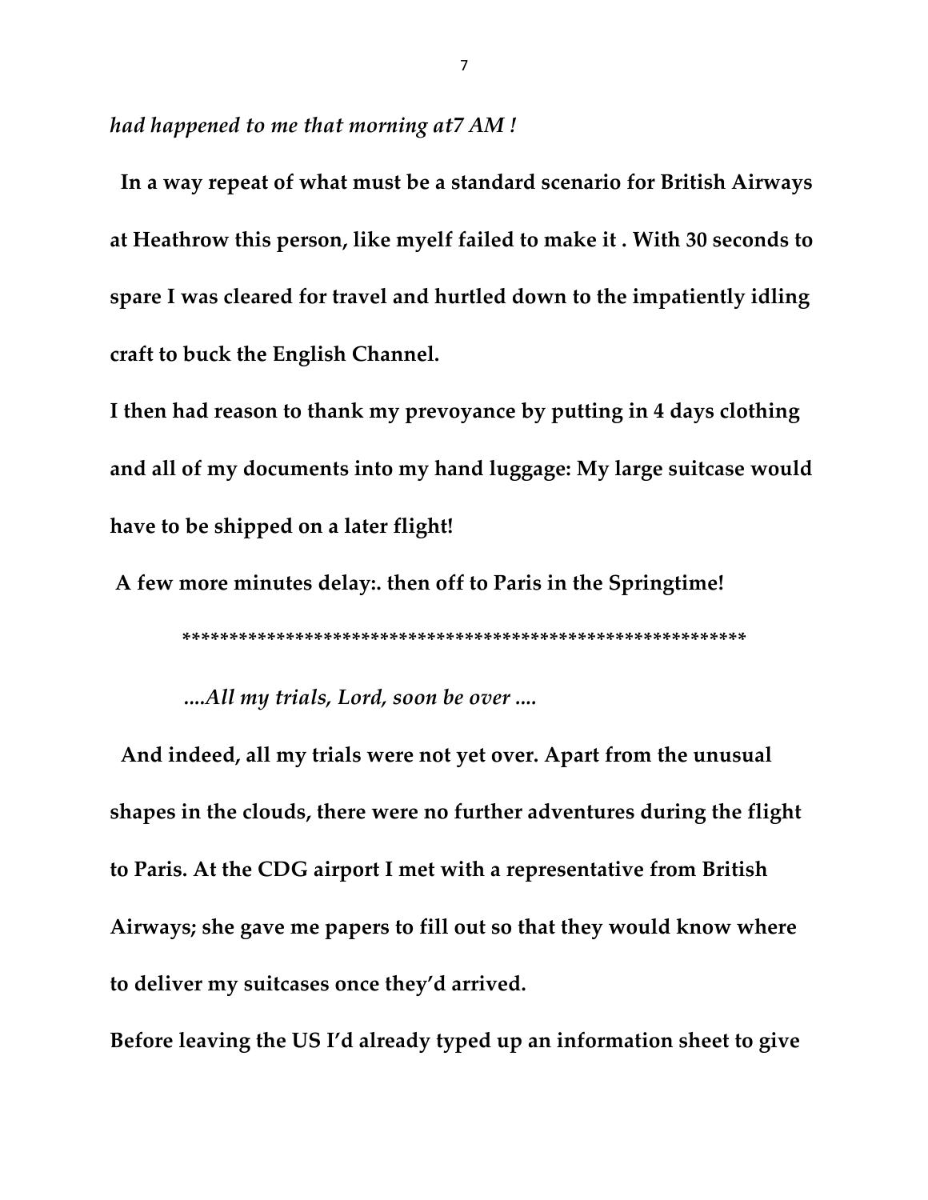*had happened to me that morning at7 AM !*

**In a way repeat of what must be a standard scenario for British Airways at Heathrow this person, like myelf failed to make it . With 30 seconds to spare I was cleared for travel and hurtled down to the impatiently idling craft to buck the English Channel.**

**I then had reason to thank my prevoyance by putting in 4 days clothing and all of my documents into my hand luggage: My large suitcase would have to be shipped on a later flight!**

**A few more minutes delay:. then off to Paris in the Springtime!**

**************************************************************

*....All my trials, Lord, soon be over ....*

**And indeed, all my trials were not yet over. Apart from the unusual shapes in the clouds, there were no further adventures during the flight to Paris. At the CDG airport I met with a representative from British Airways; she gave me papers to fill out so that they would know where to deliver my suitcases once they'd arrived.**

**Before leaving the US I'd already typed up an information sheet to give**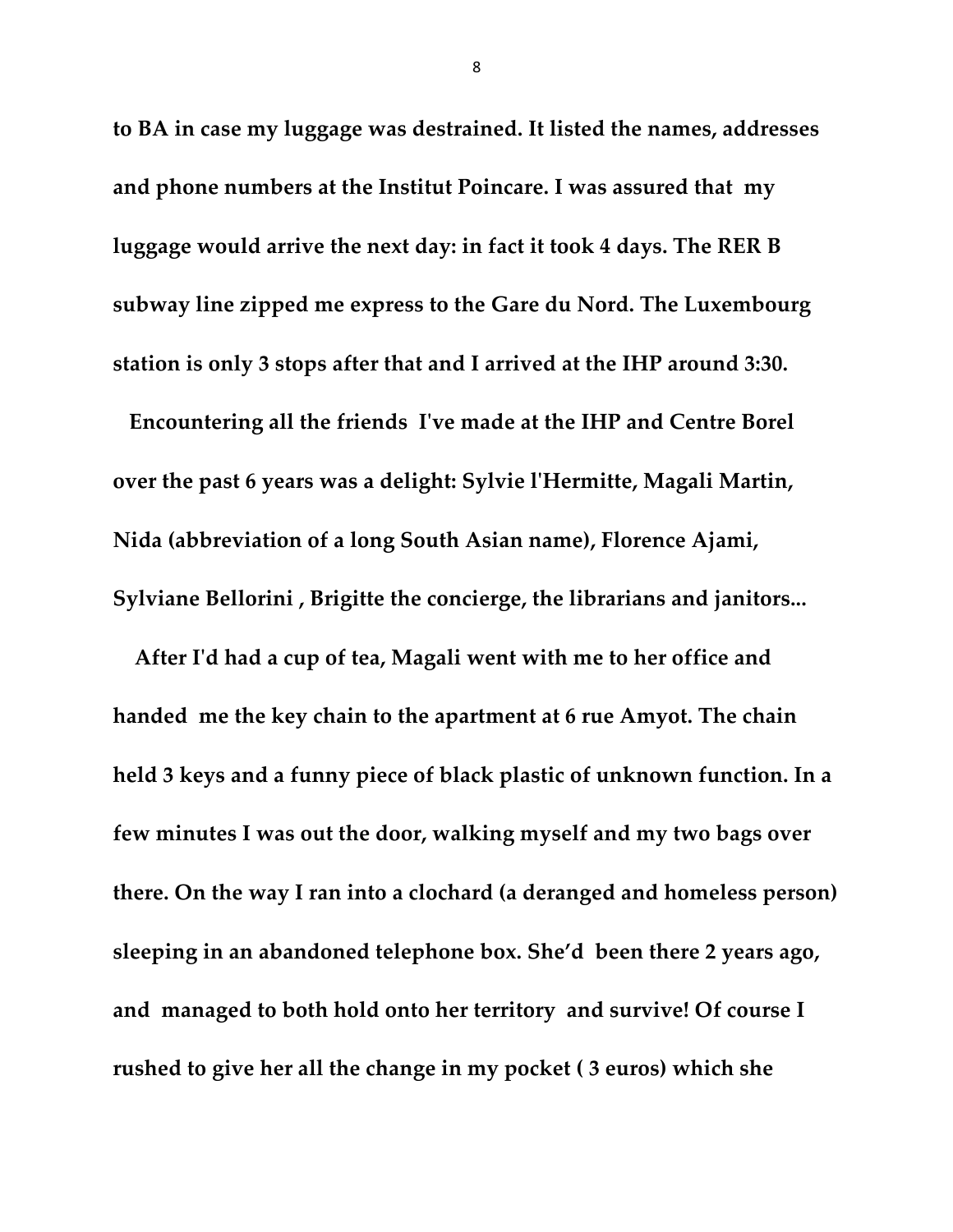**to BA in case my luggage was destrained. It listed the names, addresses and phone numbers at the Institut Poincare. I was assured that my luggage would arrive the next day: in fact it took 4 days. The RER B subway line zipped me express to the Gare du Nord. The Luxembourg station is only 3 stops after that and I arrived at the IHP around 3:30.**

**Encountering all the friends I've made at the IHP and Centre Borel over the past 6 years was a delight: Sylvie l'Hermitte, Magali Martin, Nida (abbreviation of a long South Asian name), Florence Ajami, Sylviane Bellorini , Brigitte the concierge, the librarians and janitors...**

**After I'd had a cup of tea, Magali went with me to her office and handed me the key chain to the apartment at 6 rue Amyot. The chain held 3 keys and a funny piece of black plastic of unknown function. In a few minutes I was out the door, walking myself and my two bags over there. On the way I ran into a clochard (a deranged and homeless person) sleeping in an abandoned telephone box. She'd been there 2 years ago, and managed to both hold onto her territory and survive! Of course I rushed to give her all the change in my pocket ( 3 euros) which she**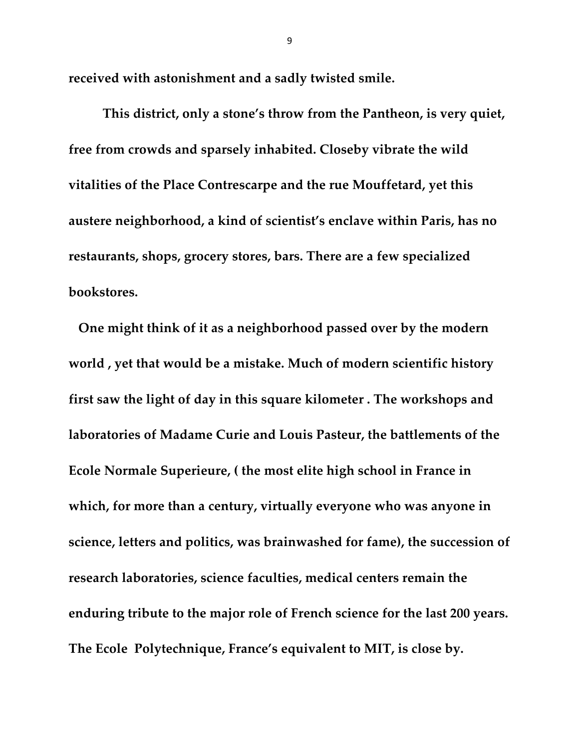**received with astonishment and a sadly twisted smile.**

**This district, only a stone's throw from the Pantheon, is very quiet, free from crowds and sparsely inhabited. Closeby vibrate the wild vitalities of the Place Contrescarpe and the rue Mouffetard, yet this austere neighborhood, a kind of scientist's enclave within Paris, has no restaurants, shops, grocery stores, bars. There are a few specialized bookstores.**

**One might think of it as a neighborhood passed over by the modern world , yet that would be a mistake. Much of modern scientific history first saw the light of day in this square kilometer . The workshops and laboratories of Madame Curie and Louis Pasteur, the battlements of the Ecole Normale Superieure, ( the most elite high school in France in which, for more than a century, virtually everyone who was anyone in science, letters and politics, was brainwashed for fame), the succession of research laboratories, science faculties, medical centers remain the enduring tribute to the major role of French science for the last 200 years. The Ecole Polytechnique, France's equivalent to MIT, is close by.**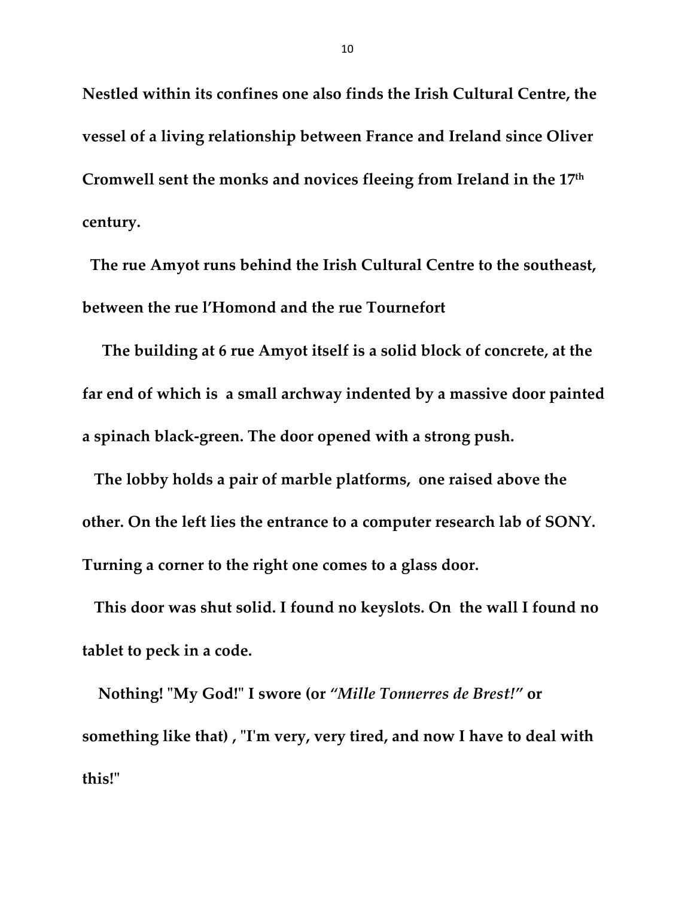**Nestled within its confines one also finds the Irish Cultural Centre, the vessel of a living relationship between France and Ireland since Oliver Cromwell sent the monks and novices fleeing from Ireland in the 17th century.**

**The rue Amyot runs behind the Irish Cultural Centre to the southeast, between the rue l'Homond and the rue Tournefort**

**The building at 6 rue Amyot itself is a solid block of concrete, at the far end of which is a small archway indented by a massive door painted a spinach black-green. The door opened with a strong push.**

**The lobby holds a pair of marble platforms, one raised above the other. On the left lies the entrance to a computer research lab of SONY. Turning a corner to the right one comes to a glass door.**

**This door was shut solid. I found no keyslots. On the wall I found no tablet to peck in a code.**

**Nothing! "My God!" I swore (or *"Mille Tonnerres de Brest!"* or something like that) , "I'm very, very tired, and now I have to deal with this!"**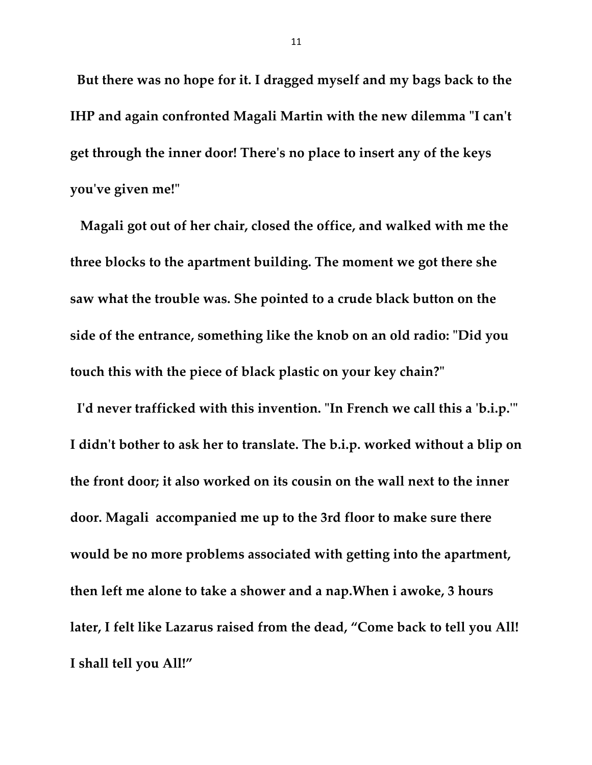**But there was no hope for it. I dragged myself and my bags back to the IHP and again confronted Magali Martin with the new dilemma "I can't get through the inner door! There's no place to insert any of the keys you've given me!"**

**Magali got out of her chair, closed the office, and walked with me the three blocks to the apartment building. The moment we got there she saw what the trouble was. She pointed to a crude black button on the side of the entrance, something like the knob on an old radio: "Did you touch this with the piece of black plastic on your key chain?"**

**I'd never trafficked with this invention. "In French we call this a 'b.i.p.'" I didn't bother to ask her to translate. The b.i.p. worked without a blip on the front door; it also worked on its cousin on the wall next to the inner door. Magali accompanied me up to the 3rd floor to make sure there would be no more problems associated with getting into the apartment, then left me alone to take a shower and a nap.When i awoke, 3 hours later, I felt like Lazarus raised from the dead, "Come back to tell you All! I shall tell you All!"**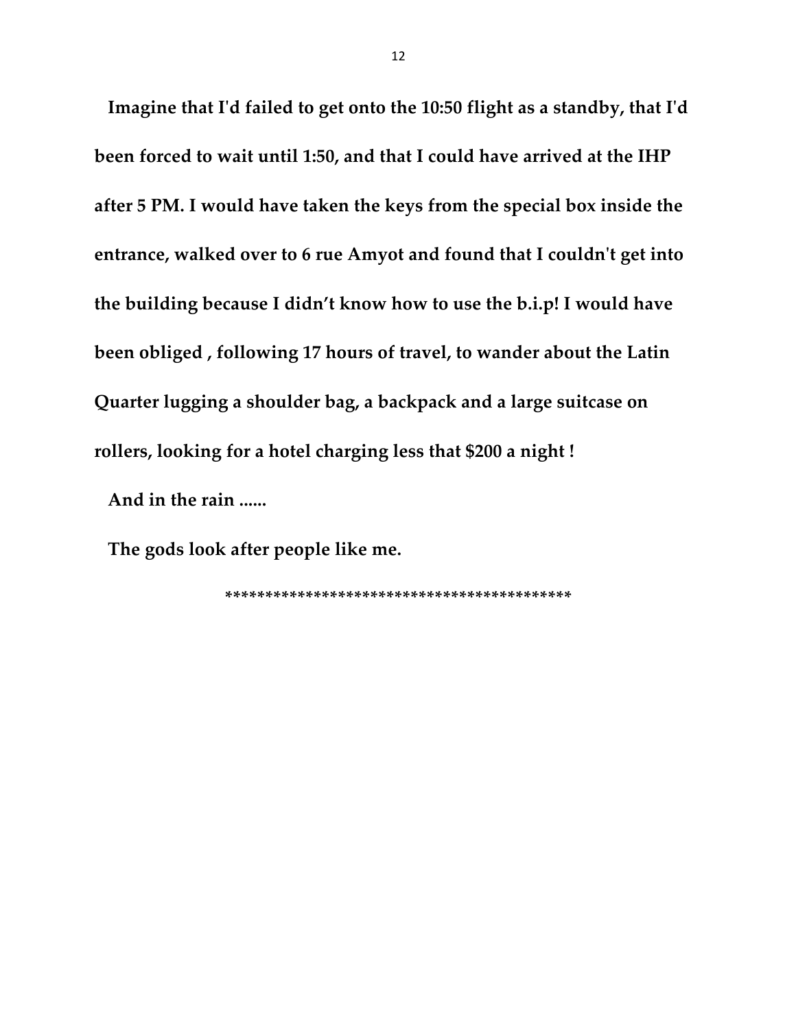**Imagine that I'd failed to get onto the 10:50 flight as a standby, that I'd been forced to wait until 1:50, and that I could have arrived at the IHP after 5 PM. I would have taken the keys from the special box inside the entrance, walked over to 6 rue Amyot and found that I couldn't get into the building because I didn't know how to use the b.i.p! I would have been obliged , following 17 hours of travel, to wander about the Latin Quarter lugging a shoulder bag, a backpack and a large suitcase on rollers, looking for a hotel charging less that $200 a night !**

**And in the rain ......**

**The gods look after people like me.**

**\*\*\*\*\*\*\*\*\*\*\*\*\*\*\*\*\*\*\*\*\*\*\*\*\*\*\*\*\*\*\*\*\*\*\*\*\*\*\*\*\*\*\***